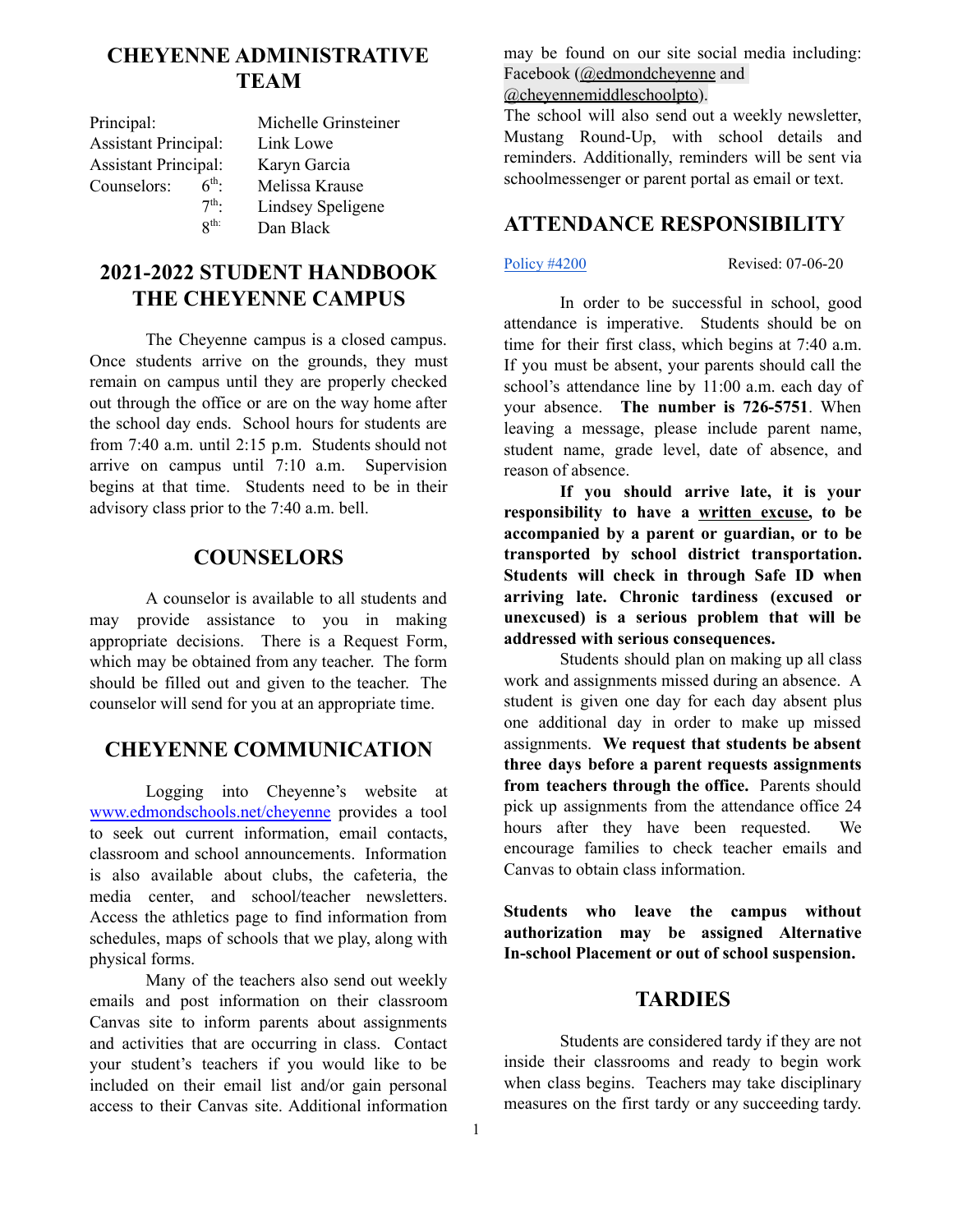# CHEYENNE ADMINISTRATIVE TEAM

| | | |
|---|---|---|
| Principal: | | Michelle Grinsteiner |
| Assistant Principal: | | Link Lowe |
| Assistant Principal: | | Karyn Garcia |
| Counselors: | 6th: | Melissa Krause |
| | 7th: | Lindsey Speligene |
| | 8th: | Dan Black |

# 2021-2022 STUDENT HANDBOOK THE CHEYENNE CAMPUS

The Cheyenne campus is a closed campus. Once students arrive on the grounds, they must remain on campus until they are properly checked out through the office or are on the way home after the school day ends. School hours for students are from 7:40 a.m. until 2:15 p.m. Students should not arrive on campus until 7:10 a.m. Supervision begins at that time. Students need to be in their advisory class prior to the 7:40 a.m. bell.

## COUNSELORS

A counselor is available to all students and may provide assistance to you in making appropriate decisions. There is a Request Form, which may be obtained from any teacher. The form should be filled out and given to the teacher. The counselor will send for you at an appropriate time.

## CHEYENNE COMMUNICATION

Logging into Cheyenne's website at www.edmondschools.net/cheyenne provides a tool to seek out current information, email contacts, classroom and school announcements. Information is also available about clubs, the cafeteria, the media center, and school/teacher newsletters. Access the athletics page to find information from schedules, maps of schools that we play, along with physical forms.

Many of the teachers also send out weekly emails and post information on their classroom Canvas site to inform parents about assignments and activities that are occurring in class. Contact your student's teachers if you would like to be included on their email list and/or gain personal access to their Canvas site. Additional information may be found on our site social media including: Facebook (@edmondcheyenne and @cheyennemiddleschoolpto).

The school will also send out a weekly newsletter, Mustang Round-Up, with school details and reminders. Additionally, reminders will be sent via schoolmessenger or parent portal as email or text.

## ATTENDANCE RESPONSIBILITY

Policy #4200 Revised: 07-06-20

In order to be successful in school, good attendance is imperative. Students should be on time for their first class, which begins at 7:40 a.m. If you must be absent, your parents should call the school's attendance line by 11:00 a.m. each day of your absence. **The number is 726-5751**. When leaving a message, please include parent name, student name, grade level, date of absence, and reason of absence.

**If you should arrive late, it is your responsibility to have a <u>written excuse</u>, to be accompanied by a parent or guardian, or to be transported by school district transportation. Students will check in through Safe ID when arriving late. Chronic tardiness (excused or unexcused) is a serious problem that will be addressed with serious consequences.**

Students should plan on making up all class work and assignments missed during an absence. A student is given one day for each day absent plus one additional day in order to make up missed assignments. **We request that students be absent three days before a parent requests assignments from teachers through the office.** Parents should pick up assignments from the attendance office 24 hours after they have been requested. We encourage families to check teacher emails and Canvas to obtain class information.

**Students who leave the campus without authorization may be assigned Alternative In-school Placement or out of school suspension.**

## TARDIES

Students are considered tardy if they are not inside their classrooms and ready to begin work when class begins. Teachers may take disciplinary measures on the first tardy or any succeeding tardy.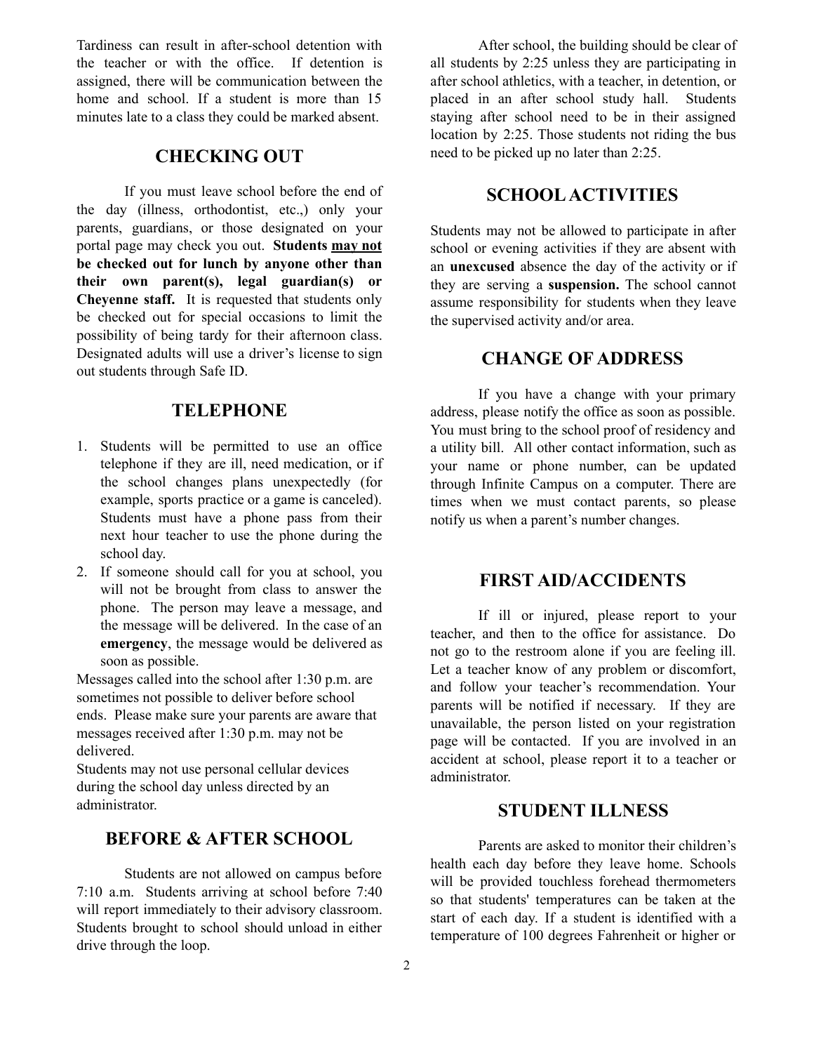Tardiness can result in after-school detention with the teacher or with the office. If detention is assigned, there will be communication between the home and school. If a student is more than 15 minutes late to a class they could be marked absent.

## CHECKING OUT

If you must leave school before the end of the day (illness, orthodontist, etc.,) only your parents, guardians, or those designated on your portal page may check you out. **Students <u>may not</u> be checked out for lunch by anyone other than their own parent(s), legal guardian(s) or Cheyenne staff.** It is requested that students only be checked out for special occasions to limit the possibility of being tardy for their afternoon class. Designated adults will use a driver's license to sign out students through Safe ID.

## TELEPHONE

1. Students will be permitted to use an office telephone if they are ill, need medication, or if the school changes plans unexpectedly (for example, sports practice or a game is canceled). Students must have a phone pass from their next hour teacher to use the phone during the school day.
2. If someone should call for you at school, you will not be brought from class to answer the phone. The person may leave a message, and the message will be delivered. In the case of an **emergency**, the message would be delivered as soon as possible.

Messages called into the school after 1:30 p.m. are sometimes not possible to deliver before school ends. Please make sure your parents are aware that messages received after 1:30 p.m. may not be delivered.

Students may not use personal cellular devices during the school day unless directed by an administrator.

## BEFORE & AFTER SCHOOL

Students are not allowed on campus before 7:10 a.m. Students arriving at school before 7:40 will report immediately to their advisory classroom. Students brought to school should unload in either drive through the loop.

After school, the building should be clear of all students by 2:25 unless they are participating in after school athletics, with a teacher, in detention, or placed in an after school study hall. Students staying after school need to be in their assigned location by 2:25. Those students not riding the bus need to be picked up no later than 2:25.

## SCHOOL ACTIVITIES

Students may not be allowed to participate in after school or evening activities if they are absent with an **unexcused** absence the day of the activity or if they are serving a **suspension.** The school cannot assume responsibility for students when they leave the supervised activity and/or area.

## CHANGE OF ADDRESS

If you have a change with your primary address, please notify the office as soon as possible. You must bring to the school proof of residency and a utility bill. All other contact information, such as your name or phone number, can be updated through Infinite Campus on a computer. There are times when we must contact parents, so please notify us when a parent's number changes.

## FIRST AID/ACCIDENTS

If ill or injured, please report to your teacher, and then to the office for assistance. Do not go to the restroom alone if you are feeling ill. Let a teacher know of any problem or discomfort, and follow your teacher's recommendation. Your parents will be notified if necessary. If they are unavailable, the person listed on your registration page will be contacted. If you are involved in an accident at school, please report it to a teacher or administrator.

## STUDENT ILLNESS

Parents are asked to monitor their children's health each day before they leave home. Schools will be provided touchless forehead thermometers so that students' temperatures can be taken at the start of each day. If a student is identified with a temperature of 100 degrees Fahrenheit or higher or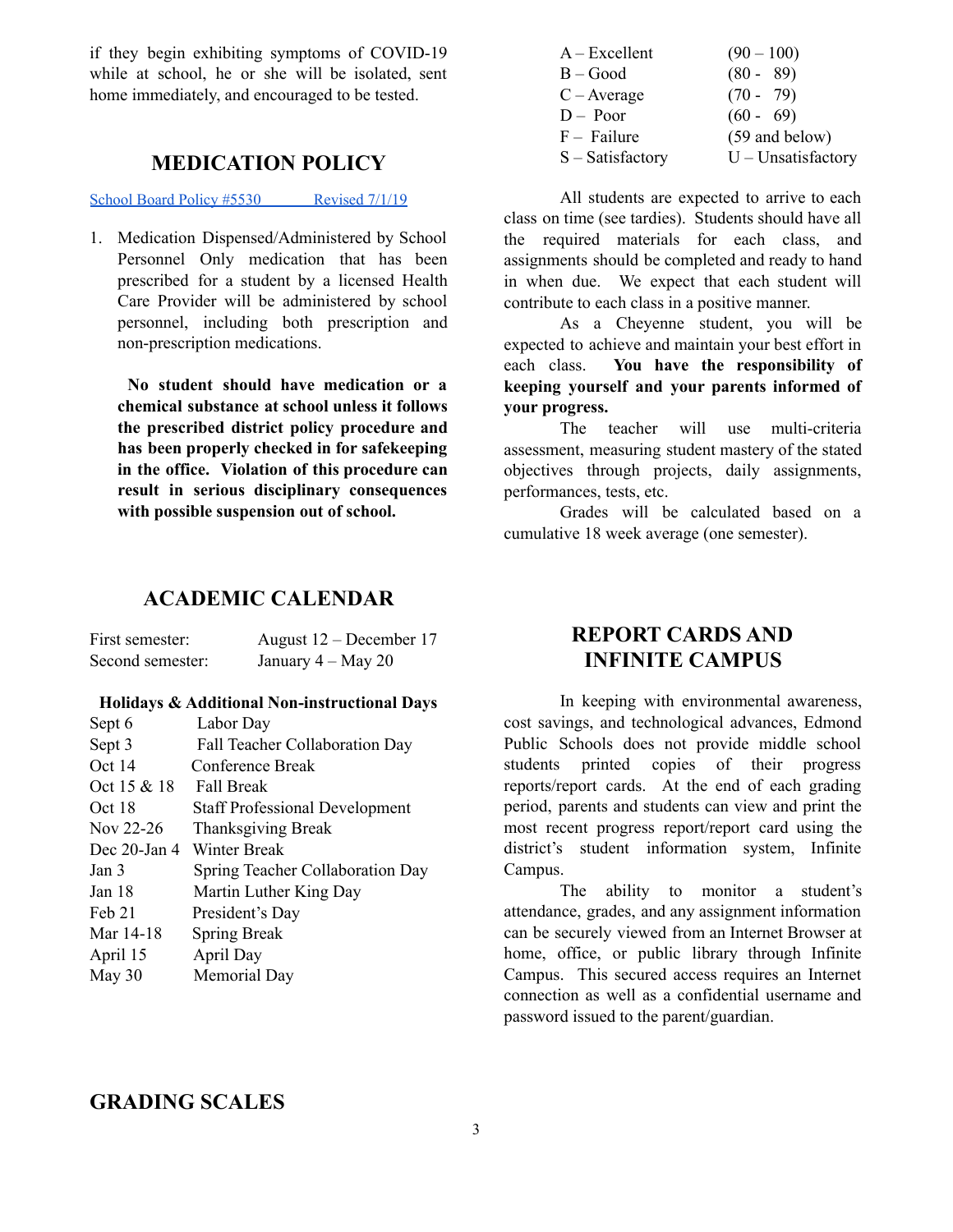if they begin exhibiting symptoms of COVID-19 while at school, he or she will be isolated, sent home immediately, and encouraged to be tested.

## MEDICATION POLICY

School Board Policy #5530 Revised 7/1/19

1. Medication Dispensed/Administered by School Personnel Only medication that has been prescribed for a student by a licensed Health Care Provider will be administered by school personnel, including both prescription and non-prescription medications.

   **No student should have medication or a chemical substance at school unless it follows the prescribed district policy procedure and has been properly checked in for safekeeping in the office. Violation of this procedure can result in serious disciplinary consequences with possible suspension out of school.**

## ACADEMIC CALENDAR

| | |
|---|---|
| First semester: | August 12 – December 17 |
| Second semester: | January 4 – May 20 |

**Holidays & Additional Non-instructional Days**

| | |
|---|---|
| Sept 6 | Labor Day |
| Sept 3 | Fall Teacher Collaboration Day |
| Oct 14 | Conference Break |
| Oct 15 & 18 | Fall Break |
| Oct 18 | Staff Professional Development |
| Nov 22-26 | Thanksgiving Break |
| Dec 20-Jan 4 | Winter Break |
| Jan 3 | Spring Teacher Collaboration Day |
| Jan 18 | Martin Luther King Day |
| Feb 21 | President's Day |
| Mar 14-18 | Spring Break |
| April 15 | April Day |
| May 30 | Memorial Day |

## GRADING SCALES

| | |
|---|---|
| A – Excellent | (90 – 100) |
| B – Good | (80 - 89) |
| C – Average | (70 - 79) |
| D – Poor | (60 - 69) |
| F – Failure | (59 and below) |
| S – Satisfactory | U – Unsatisfactory |

All students are expected to arrive to each class on time (see tardies). Students should have all the required materials for each class, and assignments should be completed and ready to hand in when due. We expect that each student will contribute to each class in a positive manner.

As a Cheyenne student, you will be expected to achieve and maintain your best effort in each class. **You have the responsibility of keeping yourself and your parents informed of your progress.**

The teacher will use multi-criteria assessment, measuring student mastery of the stated objectives through projects, daily assignments, performances, tests, etc.

Grades will be calculated based on a cumulative 18 week average (one semester).

## REPORT CARDS AND INFINITE CAMPUS

In keeping with environmental awareness, cost savings, and technological advances, Edmond Public Schools does not provide middle school students printed copies of their progress reports/report cards. At the end of each grading period, parents and students can view and print the most recent progress report/report card using the district's student information system, Infinite Campus.

The ability to monitor a student's attendance, grades, and any assignment information can be securely viewed from an Internet Browser at home, office, or public library through Infinite Campus. This secured access requires an Internet connection as well as a confidential username and password issued to the parent/guardian.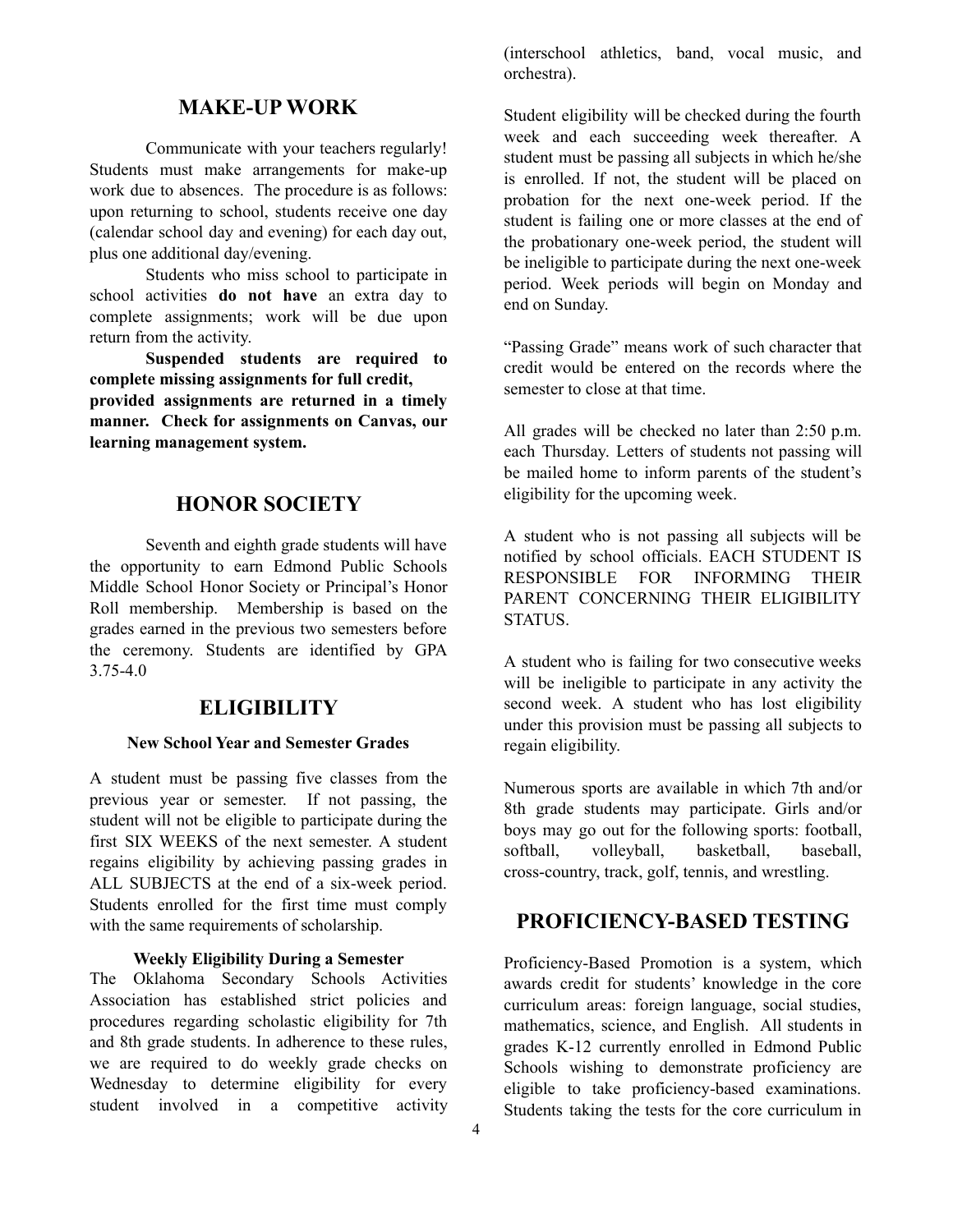## MAKE-UP WORK

Communicate with your teachers regularly! Students must make arrangements for make-up work due to absences. The procedure is as follows: upon returning to school, students receive one day (calendar school day and evening) for each day out, plus one additional day/evening.

Students who miss school to participate in school activities **do not have** an extra day to complete assignments; work will be due upon return from the activity.

**Suspended students are required to complete missing assignments for full credit, provided assignments are returned in a timely manner. Check for assignments on Canvas, our learning management system.**

## HONOR SOCIETY

Seventh and eighth grade students will have the opportunity to earn Edmond Public Schools Middle School Honor Society or Principal's Honor Roll membership. Membership is based on the grades earned in the previous two semesters before the ceremony. Students are identified by GPA 3.75-4.0

## ELIGIBILITY

### New School Year and Semester Grades

A student must be passing five classes from the previous year or semester. If not passing, the student will not be eligible to participate during the first SIX WEEKS of the next semester. A student regains eligibility by achieving passing grades in ALL SUBJECTS at the end of a six-week period. Students enrolled for the first time must comply with the same requirements of scholarship.

### Weekly Eligibility During a Semester

The Oklahoma Secondary Schools Activities Association has established strict policies and procedures regarding scholastic eligibility for 7th and 8th grade students. In adherence to these rules, we are required to do weekly grade checks on Wednesday to determine eligibility for every student involved in a competitive activity (interschool athletics, band, vocal music, and orchestra).

Student eligibility will be checked during the fourth week and each succeeding week thereafter. A student must be passing all subjects in which he/she is enrolled. If not, the student will be placed on probation for the next one-week period. If the student is failing one or more classes at the end of the probationary one-week period, the student will be ineligible to participate during the next one-week period. Week periods will begin on Monday and end on Sunday.

"Passing Grade" means work of such character that credit would be entered on the records where the semester to close at that time.

All grades will be checked no later than 2:50 p.m. each Thursday. Letters of students not passing will be mailed home to inform parents of the student's eligibility for the upcoming week.

A student who is not passing all subjects will be notified by school officials. EACH STUDENT IS RESPONSIBLE FOR INFORMING THEIR PARENT CONCERNING THEIR ELIGIBILITY STATUS.

A student who is failing for two consecutive weeks will be ineligible to participate in any activity the second week. A student who has lost eligibility under this provision must be passing all subjects to regain eligibility.

Numerous sports are available in which 7th and/or 8th grade students may participate. Girls and/or boys may go out for the following sports: football, softball, volleyball, basketball, baseball, cross-country, track, golf, tennis, and wrestling.

## PROFICIENCY-BASED TESTING

Proficiency-Based Promotion is a system, which awards credit for students' knowledge in the core curriculum areas: foreign language, social studies, mathematics, science, and English. All students in grades K-12 currently enrolled in Edmond Public Schools wishing to demonstrate proficiency are eligible to take proficiency-based examinations. Students taking the tests for the core curriculum in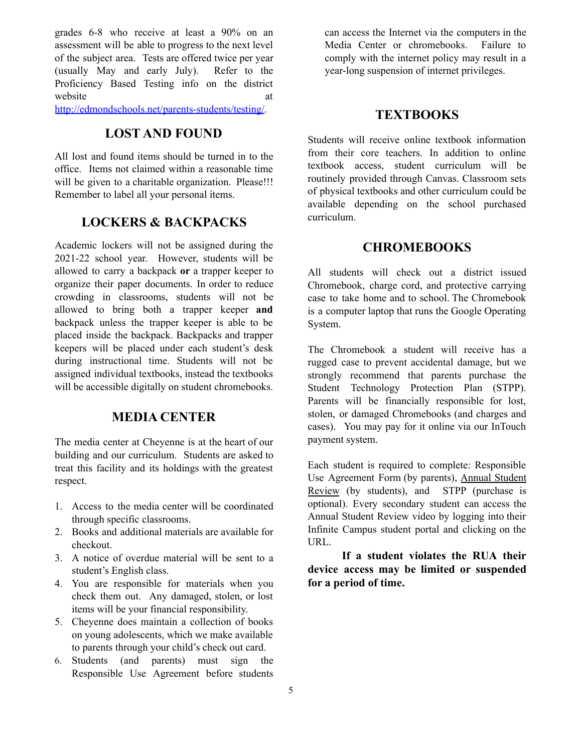grades 6-8 who receive at least a 90% on an assessment will be able to progress to the next level of the subject area. Tests are offered twice per year (usually May and early July). Refer to the Proficiency Based Testing info on the district website at http://edmondschools.net/parents-students/testing/.

## LOST AND FOUND

All lost and found items should be turned in to the office. Items not claimed within a reasonable time will be given to a charitable organization. Please!!! Remember to label all your personal items.

## LOCKERS & BACKPACKS

Academic lockers will not be assigned during the 2021-22 school year. However, students will be allowed to carry a backpack **or** a trapper keeper to organize their paper documents. In order to reduce crowding in classrooms, students will not be allowed to bring both a trapper keeper **and** backpack unless the trapper keeper is able to be placed inside the backpack. Backpacks and trapper keepers will be placed under each student's desk during instructional time. Students will not be assigned individual textbooks, instead the textbooks will be accessible digitally on student chromebooks.

## MEDIA CENTER

The media center at Cheyenne is at the heart of our building and our curriculum. Students are asked to treat this facility and its holdings with the greatest respect.

1. Access to the media center will be coordinated through specific classrooms.
2. Books and additional materials are available for checkout.
3. A notice of overdue material will be sent to a student's English class.
4. You are responsible for materials when you check them out. Any damaged, stolen, or lost items will be your financial responsibility.
5. Cheyenne does maintain a collection of books on young adolescents, which we make available to parents through your child's check out card.
6. Students (and parents) must sign the Responsible Use Agreement before students can access the Internet via the computers in the Media Center or chromebooks. Failure to comply with the internet policy may result in a year-long suspension of internet privileges.

## TEXTBOOKS

Students will receive online textbook information from their core teachers. In addition to online textbook access, student curriculum will be routinely provided through Canvas. Classroom sets of physical textbooks and other curriculum could be available depending on the school purchased curriculum.

## CHROMEBOOKS

All students will check out a district issued Chromebook, charge cord, and protective carrying case to take home and to school. The Chromebook is a computer laptop that runs the Google Operating System.

The Chromebook a student will receive has a rugged case to prevent accidental damage, but we strongly recommend that parents purchase the Student Technology Protection Plan (STPP). Parents will be financially responsible for lost, stolen, or damaged Chromebooks (and charges and cases). You may pay for it online via our InTouch payment system.

Each student is required to complete: Responsible Use Agreement Form (by parents), Annual Student Review (by students), and STPP (purchase is optional). Every secondary student can access the Annual Student Review video by logging into their Infinite Campus student portal and clicking on the URL.

**If a student violates the RUA their device access may be limited or suspended for a period of time.**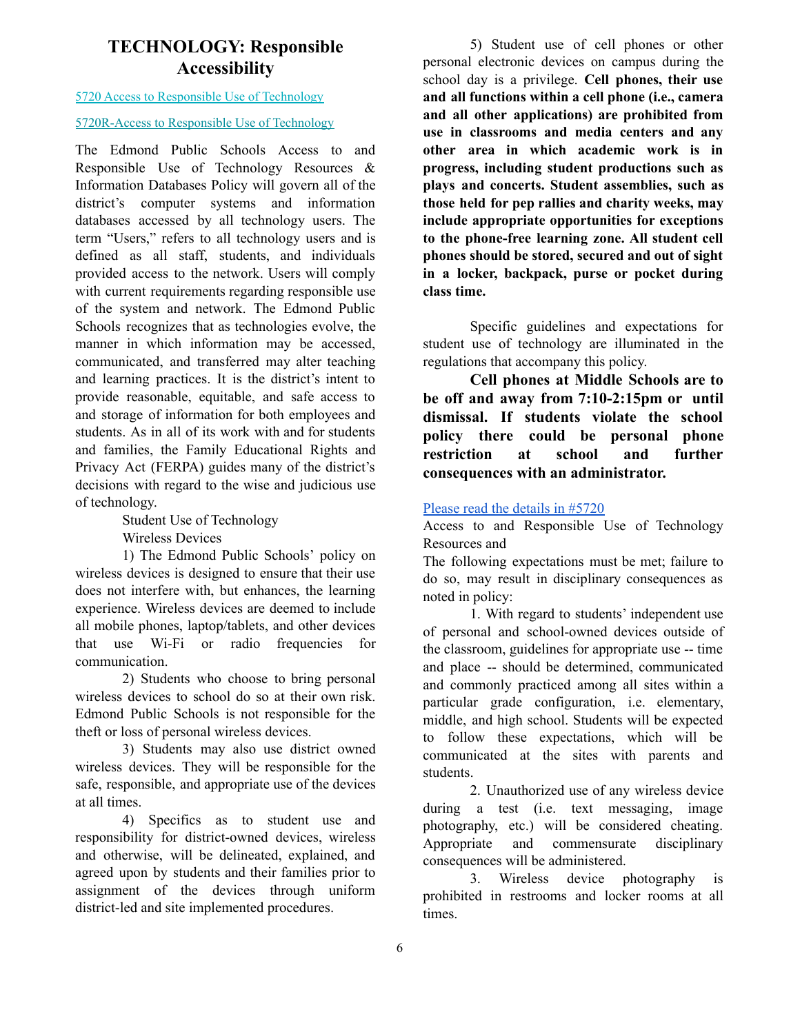# TECHNOLOGY: Responsible Accessibility

5720 Access to Responsible Use of Technology

5720R-Access to Responsible Use of Technology

The Edmond Public Schools Access to and Responsible Use of Technology Resources & Information Databases Policy will govern all of the district's computer systems and information databases accessed by all technology users. The term "Users," refers to all technology users and is defined as all staff, students, and individuals provided access to the network. Users will comply with current requirements regarding responsible use of the system and network. The Edmond Public Schools recognizes that as technologies evolve, the manner in which information may be accessed, communicated, and transferred may alter teaching and learning practices. It is the district's intent to provide reasonable, equitable, and safe access to and storage of information for both employees and students. As in all of its work with and for students and families, the Family Educational Rights and Privacy Act (FERPA) guides many of the district's decisions with regard to the wise and judicious use of technology.

Student Use of Technology

Wireless Devices

1) The Edmond Public Schools' policy on wireless devices is designed to ensure that their use does not interfere with, but enhances, the learning experience. Wireless devices are deemed to include all mobile phones, laptop/tablets, and other devices that use Wi-Fi or radio frequencies for communication.

2) Students who choose to bring personal wireless devices to school do so at their own risk. Edmond Public Schools is not responsible for the theft or loss of personal wireless devices.

3) Students may also use district owned wireless devices. They will be responsible for the safe, responsible, and appropriate use of the devices at all times.

4) Specifics as to student use and responsibility for district-owned devices, wireless and otherwise, will be delineated, explained, and agreed upon by students and their families prior to assignment of the devices through uniform district-led and site implemented procedures.

5) Student use of cell phones or other personal electronic devices on campus during the school day is a privilege. **Cell phones, their use and all functions within a cell phone (i.e., camera and all other applications) are prohibited from use in classrooms and media centers and any other area in which academic work is in progress, including student productions such as plays and concerts. Student assemblies, such as those held for pep rallies and charity weeks, may include appropriate opportunities for exceptions to the phone-free learning zone. All student cell phones should be stored, secured and out of sight in a locker, backpack, purse or pocket during class time.**

Specific guidelines and expectations for student use of technology are illuminated in the regulations that accompany this policy.

**Cell phones at Middle Schools are to be off and away from 7:10-2:15pm or until dismissal. If students violate the school policy there could be personal phone restriction at school and further consequences with an administrator.**

Please read the details in #5720

Access to and Responsible Use of Technology Resources and

The following expectations must be met; failure to do so, may result in disciplinary consequences as noted in policy:

1. With regard to students' independent use of personal and school-owned devices outside of the classroom, guidelines for appropriate use -- time and place -- should be determined, communicated and commonly practiced among all sites within a particular grade configuration, i.e. elementary, middle, and high school. Students will be expected to follow these expectations, which will be communicated at the sites with parents and students.

2. Unauthorized use of any wireless device during a test (i.e. text messaging, image photography, etc.) will be considered cheating. Appropriate and commensurate disciplinary consequences will be administered.

3. Wireless device photography is prohibited in restrooms and locker rooms at all times.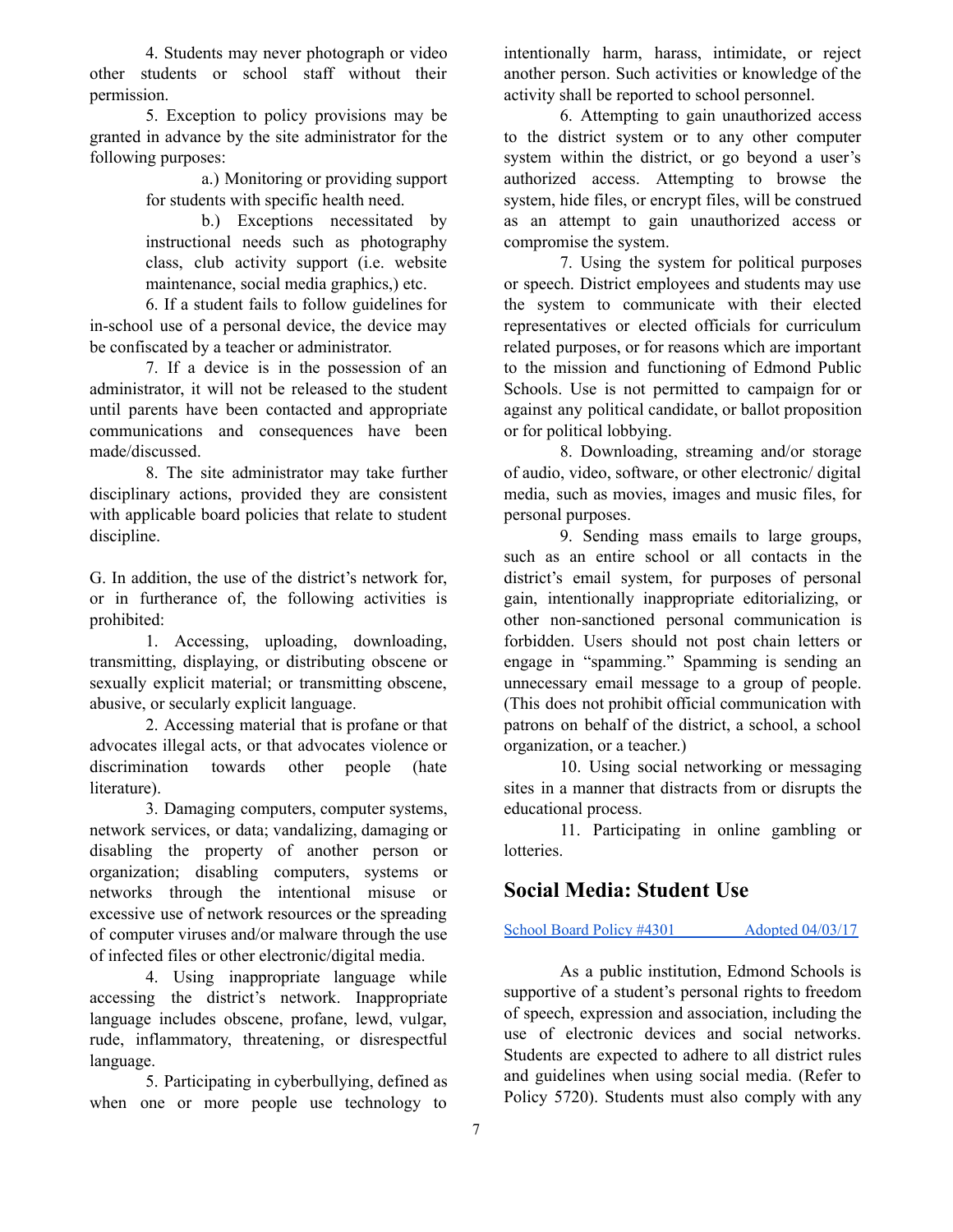4. Students may never photograph or video other students or school staff without their permission.

5. Exception to policy provisions may be granted in advance by the site administrator for the following purposes:

a.) Monitoring or providing support for students with specific health need.

b.) Exceptions necessitated by instructional needs such as photography class, club activity support (i.e. website maintenance, social media graphics,) etc.

6. If a student fails to follow guidelines for in-school use of a personal device, the device may be confiscated by a teacher or administrator.

7. If a device is in the possession of an administrator, it will not be released to the student until parents have been contacted and appropriate communications and consequences have been made/discussed.

8. The site administrator may take further disciplinary actions, provided they are consistent with applicable board policies that relate to student discipline.

G. In addition, the use of the district's network for, or in furtherance of, the following activities is prohibited:

1. Accessing, uploading, downloading, transmitting, displaying, or distributing obscene or sexually explicit material; or transmitting obscene, abusive, or secularly explicit language.

2. Accessing material that is profane or that advocates illegal acts, or that advocates violence or discrimination towards other people (hate literature).

3. Damaging computers, computer systems, network services, or data; vandalizing, damaging or disabling the property of another person or organization; disabling computers, systems or networks through the intentional misuse or excessive use of network resources or the spreading of computer viruses and/or malware through the use of infected files or other electronic/digital media.

4. Using inappropriate language while accessing the district's network. Inappropriate language includes obscene, profane, lewd, vulgar, rude, inflammatory, threatening, or disrespectful language.

5. Participating in cyberbullying, defined as when one or more people use technology to intentionally harm, harass, intimidate, or reject another person. Such activities or knowledge of the activity shall be reported to school personnel.

6. Attempting to gain unauthorized access to the district system or to any other computer system within the district, or go beyond a user's authorized access. Attempting to browse the system, hide files, or encrypt files, will be construed as an attempt to gain unauthorized access or compromise the system.

7. Using the system for political purposes or speech. District employees and students may use the system to communicate with their elected representatives or elected officials for curriculum related purposes, or for reasons which are important to the mission and functioning of Edmond Public Schools. Use is not permitted to campaign for or against any political candidate, or ballot proposition or for political lobbying.

8. Downloading, streaming and/or storage of audio, video, software, or other electronic/ digital media, such as movies, images and music files, for personal purposes.

9. Sending mass emails to large groups, such as an entire school or all contacts in the district's email system, for purposes of personal gain, intentionally inappropriate editorializing, or other non-sanctioned personal communication is forbidden. Users should not post chain letters or engage in "spamming." Spamming is sending an unnecessary email message to a group of people. (This does not prohibit official communication with patrons on behalf of the district, a school, a school organization, or a teacher.)

10. Using social networking or messaging sites in a manner that distracts from or disrupts the educational process.

11. Participating in online gambling or lotteries.

## Social Media: Student Use

School Board Policy #4301 Adopted 04/03/17

As a public institution, Edmond Schools is supportive of a student's personal rights to freedom of speech, expression and association, including the use of electronic devices and social networks. Students are expected to adhere to all district rules and guidelines when using social media. (Refer to Policy 5720). Students must also comply with any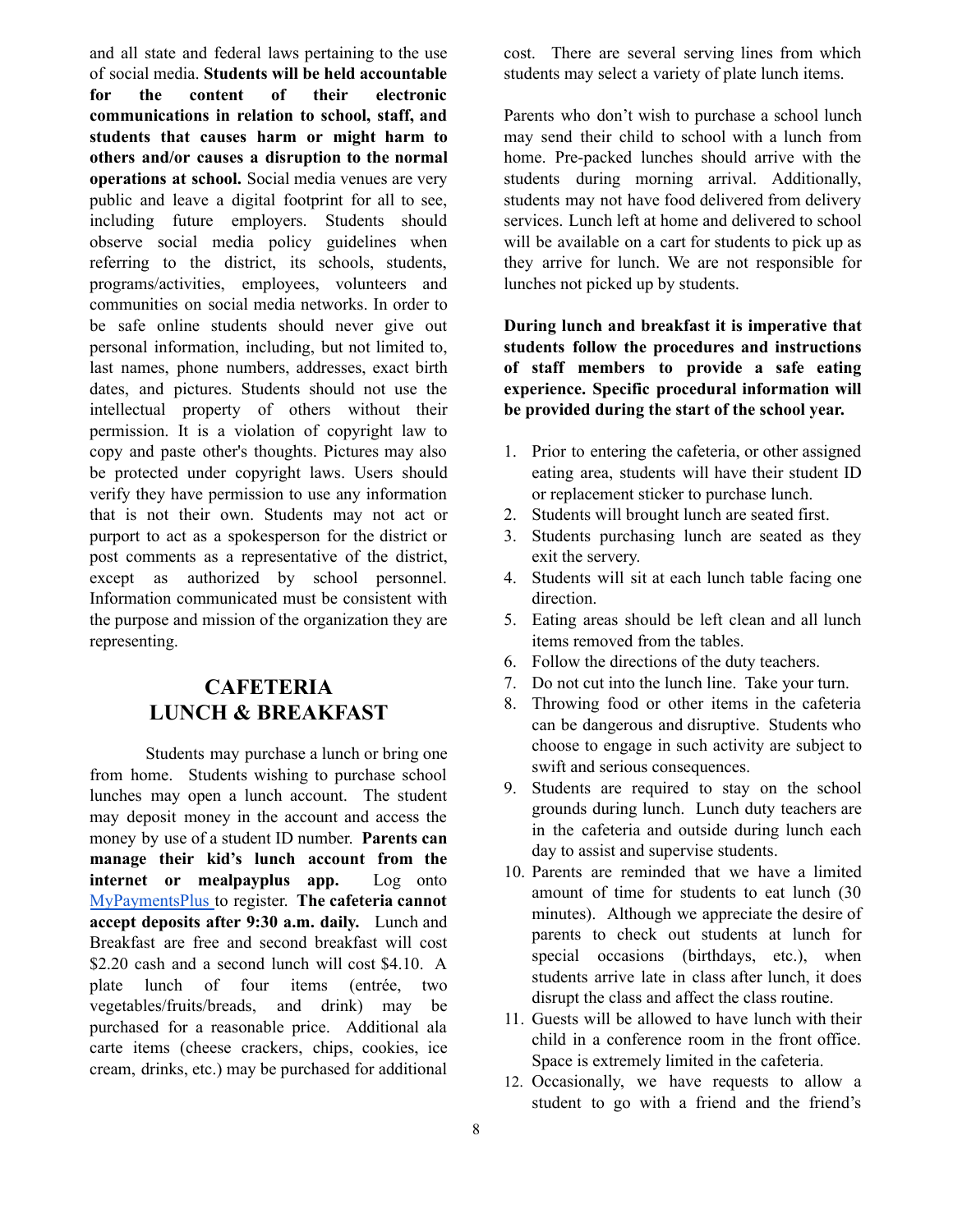and all state and federal laws pertaining to the use of social media. **Students will be held accountable for the content of their electronic communications in relation to school, staff, and students that causes harm or might harm to others and/or causes a disruption to the normal operations at school.** Social media venues are very public and leave a digital footprint for all to see, including future employers. Students should observe social media policy guidelines when referring to the district, its schools, students, programs/activities, employees, volunteers and communities on social media networks. In order to be safe online students should never give out personal information, including, but not limited to, last names, phone numbers, addresses, exact birth dates, and pictures. Students should not use the intellectual property of others without their permission. It is a violation of copyright law to copy and paste other's thoughts. Pictures may also be protected under copyright laws. Users should verify they have permission to use any information that is not their own. Students may not act or purport to act as a spokesperson for the district or post comments as a representative of the district, except as authorized by school personnel. Information communicated must be consistent with the purpose and mission of the organization they are representing.

## CAFETERIA LUNCH & BREAKFAST

Students may purchase a lunch or bring one from home. Students wishing to purchase school lunches may open a lunch account. The student may deposit money in the account and access the money by use of a student ID number. **Parents can manage their kid's lunch account from the internet or mealpayplus app.** Log onto [MyPaymentsPlus](MyPaymentsPlus) to register. **The cafeteria cannot accept deposits after 9:30 a.m. daily.** Lunch and Breakfast are free and second breakfast will cost $2.20 cash and a second lunch will cost $4.10. A plate lunch of four items (entrée, two vegetables/fruits/breads, and drink) may be purchased for a reasonable price. Additional ala carte items (cheese crackers, chips, cookies, ice cream, drinks, etc.) may be purchased for additional cost. There are several serving lines from which students may select a variety of plate lunch items.

Parents who don't wish to purchase a school lunch may send their child to school with a lunch from home. Pre-packed lunches should arrive with the students during morning arrival. Additionally, students may not have food delivered from delivery services. Lunch left at home and delivered to school will be available on a cart for students to pick up as they arrive for lunch. We are not responsible for lunches not picked up by students.

**During lunch and breakfast it is imperative that students follow the procedures and instructions of staff members to provide a safe eating experience. Specific procedural information will be provided during the start of the school year.**

1. Prior to entering the cafeteria, or other assigned eating area, students will have their student ID or replacement sticker to purchase lunch.
2. Students will brought lunch are seated first.
3. Students purchasing lunch are seated as they exit the servery.
4. Students will sit at each lunch table facing one direction.
5. Eating areas should be left clean and all lunch items removed from the tables.
6. Follow the directions of the duty teachers.
7. Do not cut into the lunch line. Take your turn.
8. Throwing food or other items in the cafeteria can be dangerous and disruptive. Students who choose to engage in such activity are subject to swift and serious consequences.
9. Students are required to stay on the school grounds during lunch. Lunch duty teachers are in the cafeteria and outside during lunch each day to assist and supervise students.
10. Parents are reminded that we have a limited amount of time for students to eat lunch (30 minutes). Although we appreciate the desire of parents to check out students at lunch for special occasions (birthdays, etc.), when students arrive late in class after lunch, it does disrupt the class and affect the class routine.
11. Guests will be allowed to have lunch with their child in a conference room in the front office. Space is extremely limited in the cafeteria.
12. Occasionally, we have requests to allow a student to go with a friend and the friend's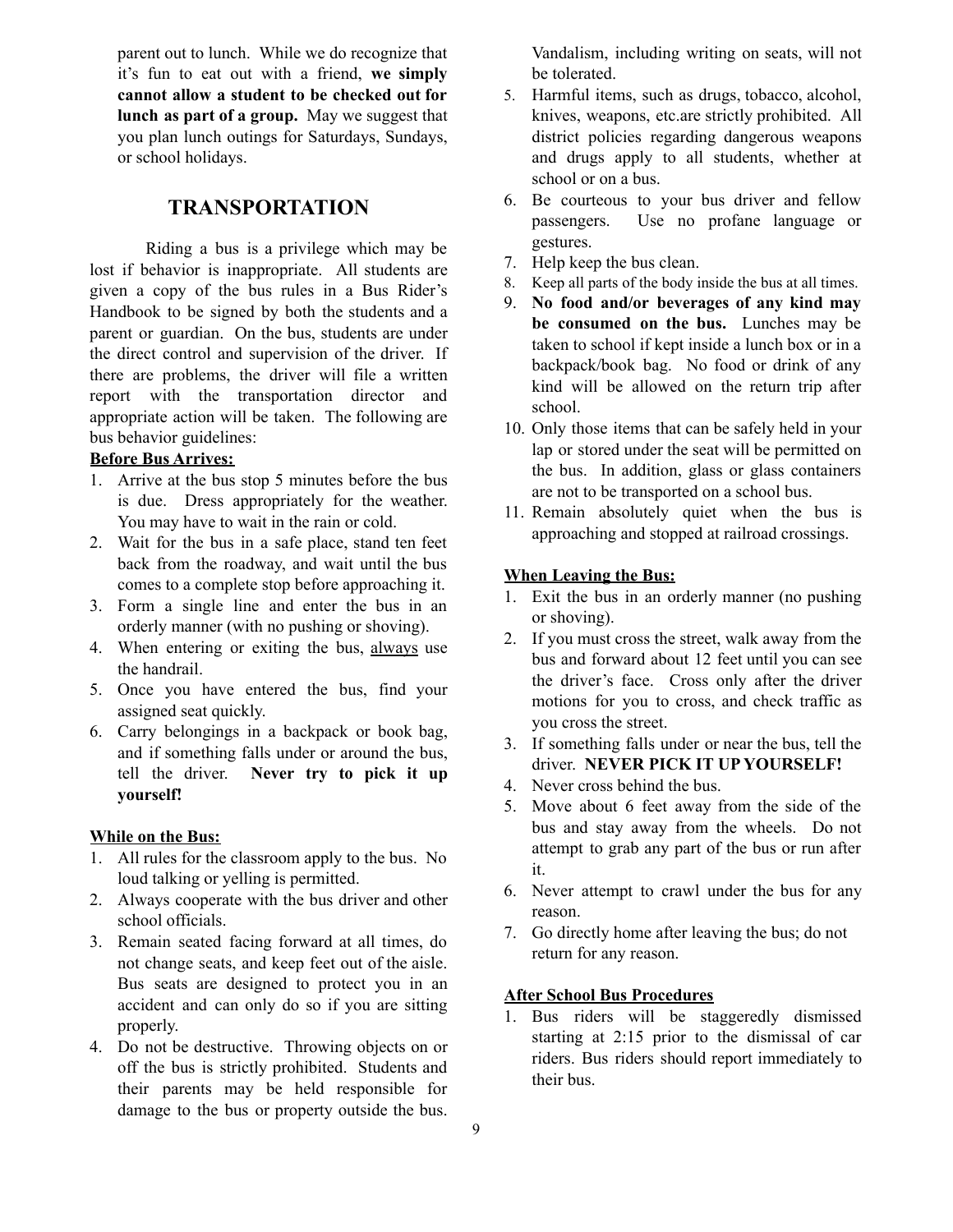parent out to lunch. While we do recognize that it's fun to eat out with a friend, **we simply cannot allow a student to be checked out for lunch as part of a group.** May we suggest that you plan lunch outings for Saturdays, Sundays, or school holidays.

## TRANSPORTATION

Riding a bus is a privilege which may be lost if behavior is inappropriate. All students are given a copy of the bus rules in a Bus Rider's Handbook to be signed by both the students and a parent or guardian. On the bus, students are under the direct control and supervision of the driver. If there are problems, the driver will file a written report with the transportation director and appropriate action will be taken. The following are bus behavior guidelines:

**Before Bus Arrives:**

1. Arrive at the bus stop 5 minutes before the bus is due. Dress appropriately for the weather. You may have to wait in the rain or cold.
2. Wait for the bus in a safe place, stand ten feet back from the roadway, and wait until the bus comes to a complete stop before approaching it.
3. Form a single line and enter the bus in an orderly manner (with no pushing or shoving).
4. When entering or exiting the bus, always use the handrail.
5. Once you have entered the bus, find your assigned seat quickly.
6. Carry belongings in a backpack or book bag, and if something falls under or around the bus, tell the driver. **Never try to pick it up yourself!**

**While on the Bus:**

1. All rules for the classroom apply to the bus. No loud talking or yelling is permitted.
2. Always cooperate with the bus driver and other school officials.
3. Remain seated facing forward at all times, do not change seats, and keep feet out of the aisle. Bus seats are designed to protect you in an accident and can only do so if you are sitting properly.
4. Do not be destructive. Throwing objects on or off the bus is strictly prohibited. Students and their parents may be held responsible for damage to the bus or property outside the bus. Vandalism, including writing on seats, will not be tolerated.
5. Harmful items, such as drugs, tobacco, alcohol, knives, weapons, etc.are strictly prohibited. All district policies regarding dangerous weapons and drugs apply to all students, whether at school or on a bus.
6. Be courteous to your bus driver and fellow passengers. Use no profane language or gestures.
7. Help keep the bus clean.
8. Keep all parts of the body inside the bus at all times.
9. **No food and/or beverages of any kind may be consumed on the bus.** Lunches may be taken to school if kept inside a lunch box or in a backpack/book bag. No food or drink of any kind will be allowed on the return trip after school.
10. Only those items that can be safely held in your lap or stored under the seat will be permitted on the bus. In addition, glass or glass containers are not to be transported on a school bus.
11. Remain absolutely quiet when the bus is approaching and stopped at railroad crossings.

**When Leaving the Bus:**

1. Exit the bus in an orderly manner (no pushing or shoving).
2. If you must cross the street, walk away from the bus and forward about 12 feet until you can see the driver's face. Cross only after the driver motions for you to cross, and check traffic as you cross the street.
3. If something falls under or near the bus, tell the driver. **NEVER PICK IT UP YOURSELF!**
4. Never cross behind the bus.
5. Move about 6 feet away from the side of the bus and stay away from the wheels. Do not attempt to grab any part of the bus or run after it.
6. Never attempt to crawl under the bus for any reason.
7. Go directly home after leaving the bus; do not return for any reason.

**After School Bus Procedures**

1. Bus riders will be staggeredly dismissed starting at 2:15 prior to the dismissal of car riders. Bus riders should report immediately to their bus.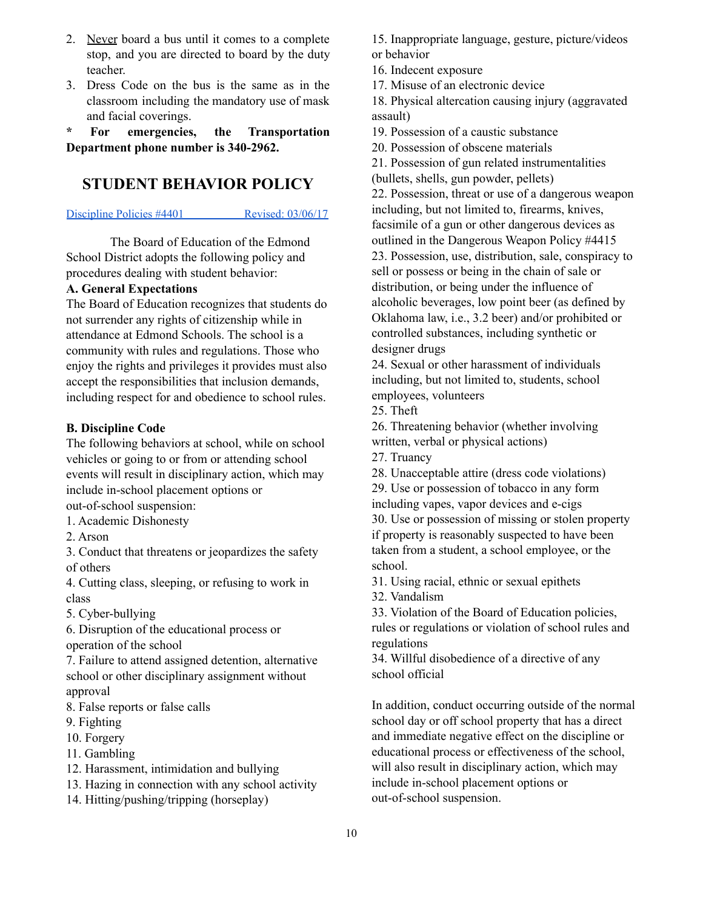2. Never board a bus until it comes to a complete stop, and you are directed to board by the duty teacher.
3. Dress Code on the bus is the same as in the classroom including the mandatory use of mask and facial coverings.

**\* For emergencies, the Transportation Department phone number is 340-2962.**

# STUDENT BEHAVIOR POLICY

Discipline Policies #4401 Revised: 03/06/17

The Board of Education of the Edmond School District adopts the following policy and procedures dealing with student behavior:

**A. General Expectations**

The Board of Education recognizes that students do not surrender any rights of citizenship while in attendance at Edmond Schools. The school is a community with rules and regulations. Those who enjoy the rights and privileges it provides must also accept the responsibilities that inclusion demands, including respect for and obedience to school rules.

**B. Discipline Code**

The following behaviors at school, while on school vehicles or going to or from or attending school events will result in disciplinary action, which may include in-school placement options or out-of-school suspension:

1. Academic Dishonesty
2. Arson
3. Conduct that threatens or jeopardizes the safety of others
4. Cutting class, sleeping, or refusing to work in class
5. Cyber-bullying
6. Disruption of the educational process or operation of the school
7. Failure to attend assigned detention, alternative school or other disciplinary assignment without approval
8. False reports or false calls
9. Fighting
10. Forgery
11. Gambling
12. Harassment, intimidation and bullying
13. Hazing in connection with any school activity
14. Hitting/pushing/tripping (horseplay)
15. Inappropriate language, gesture, picture/videos or behavior
16. Indecent exposure
17. Misuse of an electronic device
18. Physical altercation causing injury (aggravated assault)
19. Possession of a caustic substance
20. Possession of obscene materials
21. Possession of gun related instrumentalities (bullets, shells, gun powder, pellets)
22. Possession, threat or use of a dangerous weapon including, but not limited to, firearms, knives, facsimile of a gun or other dangerous devices as outlined in the Dangerous Weapon Policy #4415
23. Possession, use, distribution, sale, conspiracy to sell or possess or being in the chain of sale or distribution, or being under the influence of alcoholic beverages, low point beer (as defined by Oklahoma law, i.e., 3.2 beer) and/or prohibited or controlled substances, including synthetic or designer drugs
24. Sexual or other harassment of individuals including, but not limited to, students, school employees, volunteers
25. Theft
26. Threatening behavior (whether involving written, verbal or physical actions)
27. Truancy
28. Unacceptable attire (dress code violations)
29. Use or possession of tobacco in any form including vapes, vapor devices and e-cigs
30. Use or possession of missing or stolen property if property is reasonably suspected to have been taken from a student, a school employee, or the school.
31. Using racial, ethnic or sexual epithets
32. Vandalism
33. Violation of the Board of Education policies, rules or regulations or violation of school rules and regulations
34. Willful disobedience of a directive of any school official

In addition, conduct occurring outside of the normal school day or off school property that has a direct and immediate negative effect on the discipline or educational process or effectiveness of the school, will also result in disciplinary action, which may include in-school placement options or out-of-school suspension.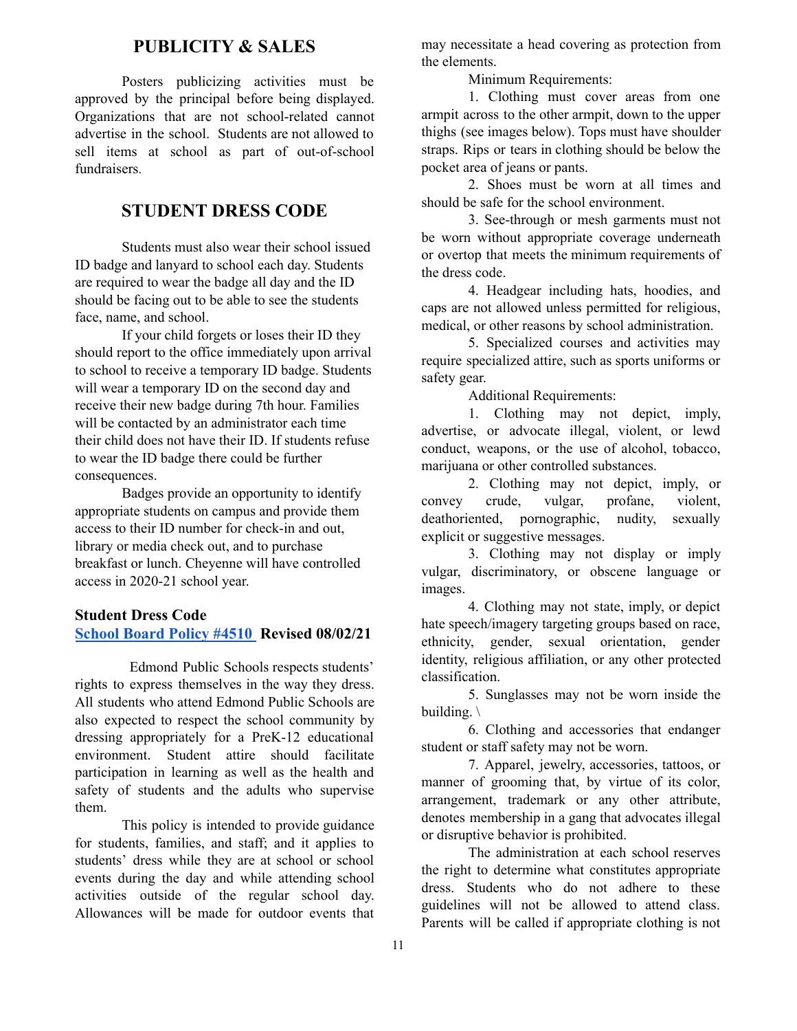## PUBLICITY & SALES

Posters publicizing activities must be approved by the principal before being displayed. Organizations that are not school-related cannot advertise in the school. Students are not allowed to sell items at school as part of out-of-school fundraisers.

## STUDENT DRESS CODE

Students must also wear their school issued ID badge and lanyard to school each day. Students are required to wear the badge all day and the ID should be facing out to be able to see the students face, name, and school.

If your child forgets or loses their ID they should report to the office immediately upon arrival to school to receive a temporary ID badge. Students will wear a temporary ID on the second day and receive their new badge during 7th hour. Families will be contacted by an administrator each time their child does not have their ID. If students refuse to wear the ID badge there could be further consequences.

Badges provide an opportunity to identify appropriate students on campus and provide them access to their ID number for check-in and out, library or media check out, and to purchase breakfast or lunch. Cheyenne will have controlled access in 2020-21 school year.

### Student Dress Code
**School Board Policy #4510 Revised 08/02/21**

Edmond Public Schools respects students' rights to express themselves in the way they dress. All students who attend Edmond Public Schools are also expected to respect the school community by dressing appropriately for a PreK-12 educational environment. Student attire should facilitate participation in learning as well as the health and safety of students and the adults who supervise them.

This policy is intended to provide guidance for students, families, and staff; and it applies to students' dress while they are at school or school events during the day and while attending school activities outside of the regular school day. Allowances will be made for outdoor events that may necessitate a head covering as protection from the elements.

Minimum Requirements:

1. Clothing must cover areas from one armpit across to the other armpit, down to the upper thighs (see images below). Tops must have shoulder straps. Rips or tears in clothing should be below the pocket area of jeans or pants.
2. Shoes must be worn at all times and should be safe for the school environment.
3. See-through or mesh garments must not be worn without appropriate coverage underneath or overtop that meets the minimum requirements of the dress code.
4. Headgear including hats, hoodies, and caps are not allowed unless permitted for religious, medical, or other reasons by school administration.
5. Specialized courses and activities may require specialized attire, such as sports uniforms or safety gear.

Additional Requirements:

1. Clothing may not depict, imply, advertise, or advocate illegal, violent, or lewd conduct, weapons, or the use of alcohol, tobacco, marijuana or other controlled substances.
2. Clothing may not depict, imply, or convey crude, vulgar, profane, violent, deathoriented, pornographic, nudity, sexually explicit or suggestive messages.
3. Clothing may not display or imply vulgar, discriminatory, or obscene language or images.
4. Clothing may not state, imply, or depict hate speech/imagery targeting groups based on race, ethnicity, gender, sexual orientation, gender identity, religious affiliation, or any other protected classification.
5. Sunglasses may not be worn inside the building. \
6. Clothing and accessories that endanger student or staff safety may not be worn.
7. Apparel, jewelry, accessories, tattoos, or manner of grooming that, by virtue of its color, arrangement, trademark or any other attribute, denotes membership in a gang that advocates illegal or disruptive behavior is prohibited.

The administration at each school reserves the right to determine what constitutes appropriate dress. Students who do not adhere to these guidelines will not be allowed to attend class. Parents will be called if appropriate clothing is not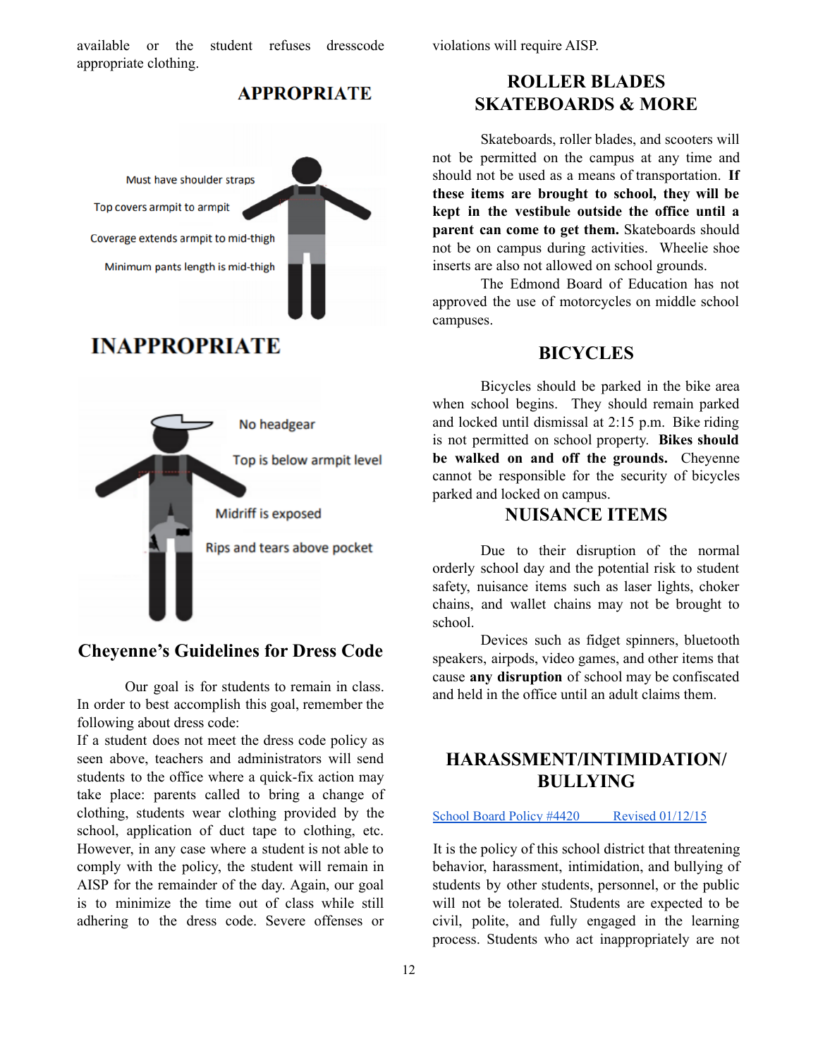available or the student refuses dresscode appropriate clothing.

## APPROPRIATE

Must have shoulder straps

Top covers armpit to armpit

Coverage extends armpit to mid-thigh

Minimum pants length is mid-thigh

## INAPPROPRIATE

No headgear

Top is below armpit level

Midriff is exposed

Rips and tears above pocket

## Cheyenne's Guidelines for Dress Code

Our goal is for students to remain in class. In order to best accomplish this goal, remember the following about dress code:

If a student does not meet the dress code policy as seen above, teachers and administrators will send students to the office where a quick-fix action may take place: parents called to bring a change of clothing, students wear clothing provided by the school, application of duct tape to clothing, etc. However, in any case where a student is not able to comply with the policy, the student will remain in AISP for the remainder of the day. Again, our goal is to minimize the time out of class while still adhering to the dress code. Severe offenses or violations will require AISP.

## ROLLER BLADES SKATEBOARDS & MORE

Skateboards, roller blades, and scooters will not be permitted on the campus at any time and should not be used as a means of transportation. **If these items are brought to school, they will be kept in the vestibule outside the office until a parent can come to get them.** Skateboards should not be on campus during activities. Wheelie shoe inserts are also not allowed on school grounds.

The Edmond Board of Education has not approved the use of motorcycles on middle school campuses.

## BICYCLES

Bicycles should be parked in the bike area when school begins. They should remain parked and locked until dismissal at 2:15 p.m. Bike riding is not permitted on school property. **Bikes should be walked on and off the grounds.** Cheyenne cannot be responsible for the security of bicycles parked and locked on campus.

## NUISANCE ITEMS

Due to their disruption of the normal orderly school day and the potential risk to student safety, nuisance items such as laser lights, choker chains, and wallet chains may not be brought to school.

Devices such as fidget spinners, bluetooth speakers, airpods, video games, and other items that cause **any disruption** of school may be confiscated and held in the office until an adult claims them.

## HARASSMENT/INTIMIDATION/ BULLYING

School Board Policy #4420 Revised 01/12/15

It is the policy of this school district that threatening behavior, harassment, intimidation, and bullying of students by other students, personnel, or the public will not be tolerated. Students are expected to be civil, polite, and fully engaged in the learning process. Students who act inappropriately are not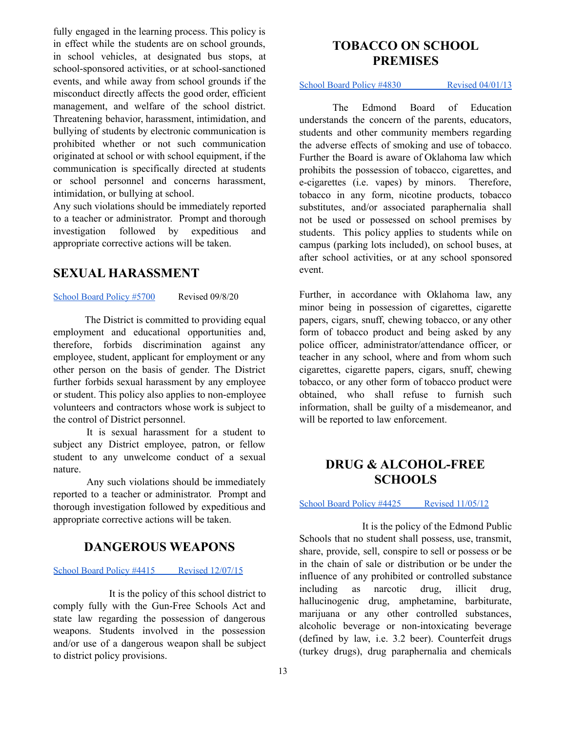fully engaged in the learning process. This policy is in effect while the students are on school grounds, in school vehicles, at designated bus stops, at school-sponsored activities, or at school-sanctioned events, and while away from school grounds if the misconduct directly affects the good order, efficient management, and welfare of the school district. Threatening behavior, harassment, intimidation, and bullying of students by electronic communication is prohibited whether or not such communication originated at school or with school equipment, if the communication is specifically directed at students or school personnel and concerns harassment, intimidation, or bullying at school.

Any such violations should be immediately reported to a teacher or administrator. Prompt and thorough investigation followed by expeditious and appropriate corrective actions will be taken.

## SEXUAL HARASSMENT

School Board Policy #5700 Revised 09/8/20

The District is committed to providing equal employment and educational opportunities and, therefore, forbids discrimination against any employee, student, applicant for employment or any other person on the basis of gender. The District further forbids sexual harassment by any employee or student. This policy also applies to non-employee volunteers and contractors whose work is subject to the control of District personnel.

It is sexual harassment for a student to subject any District employee, patron, or fellow student to any unwelcome conduct of a sexual nature.

Any such violations should be immediately reported to a teacher or administrator. Prompt and thorough investigation followed by expeditious and appropriate corrective actions will be taken.

## DANGEROUS WEAPONS

School Board Policy #4415 Revised 12/07/15

It is the policy of this school district to comply fully with the Gun-Free Schools Act and state law regarding the possession of dangerous weapons. Students involved in the possession and/or use of a dangerous weapon shall be subject to district policy provisions.

## TOBACCO ON SCHOOL PREMISES

School Board Policy #4830 Revised 04/01/13

The Edmond Board of Education understands the concern of the parents, educators, students and other community members regarding the adverse effects of smoking and use of tobacco. Further the Board is aware of Oklahoma law which prohibits the possession of tobacco, cigarettes, and e-cigarettes (i.e. vapes) by minors. Therefore, tobacco in any form, nicotine products, tobacco substitutes, and/or associated paraphernalia shall not be used or possessed on school premises by students. This policy applies to students while on campus (parking lots included), on school buses, at after school activities, or at any school sponsored event.

Further, in accordance with Oklahoma law, any minor being in possession of cigarettes, cigarette papers, cigars, snuff, chewing tobacco, or any other form of tobacco product and being asked by any police officer, administrator/attendance officer, or teacher in any school, where and from whom such cigarettes, cigarette papers, cigars, snuff, chewing tobacco, or any other form of tobacco product were obtained, who shall refuse to furnish such information, shall be guilty of a misdemeanor, and will be reported to law enforcement.

## DRUG & ALCOHOL-FREE SCHOOLS

School Board Policy #4425 Revised 11/05/12

It is the policy of the Edmond Public Schools that no student shall possess, use, transmit, share, provide, sell, conspire to sell or possess or be in the chain of sale or distribution or be under the influence of any prohibited or controlled substance including as narcotic drug, illicit drug, hallucinogenic drug, amphetamine, barbiturate, marijuana or any other controlled substances, alcoholic beverage or non-intoxicating beverage (defined by law, i.e. 3.2 beer). Counterfeit drugs (turkey drugs), drug paraphernalia and chemicals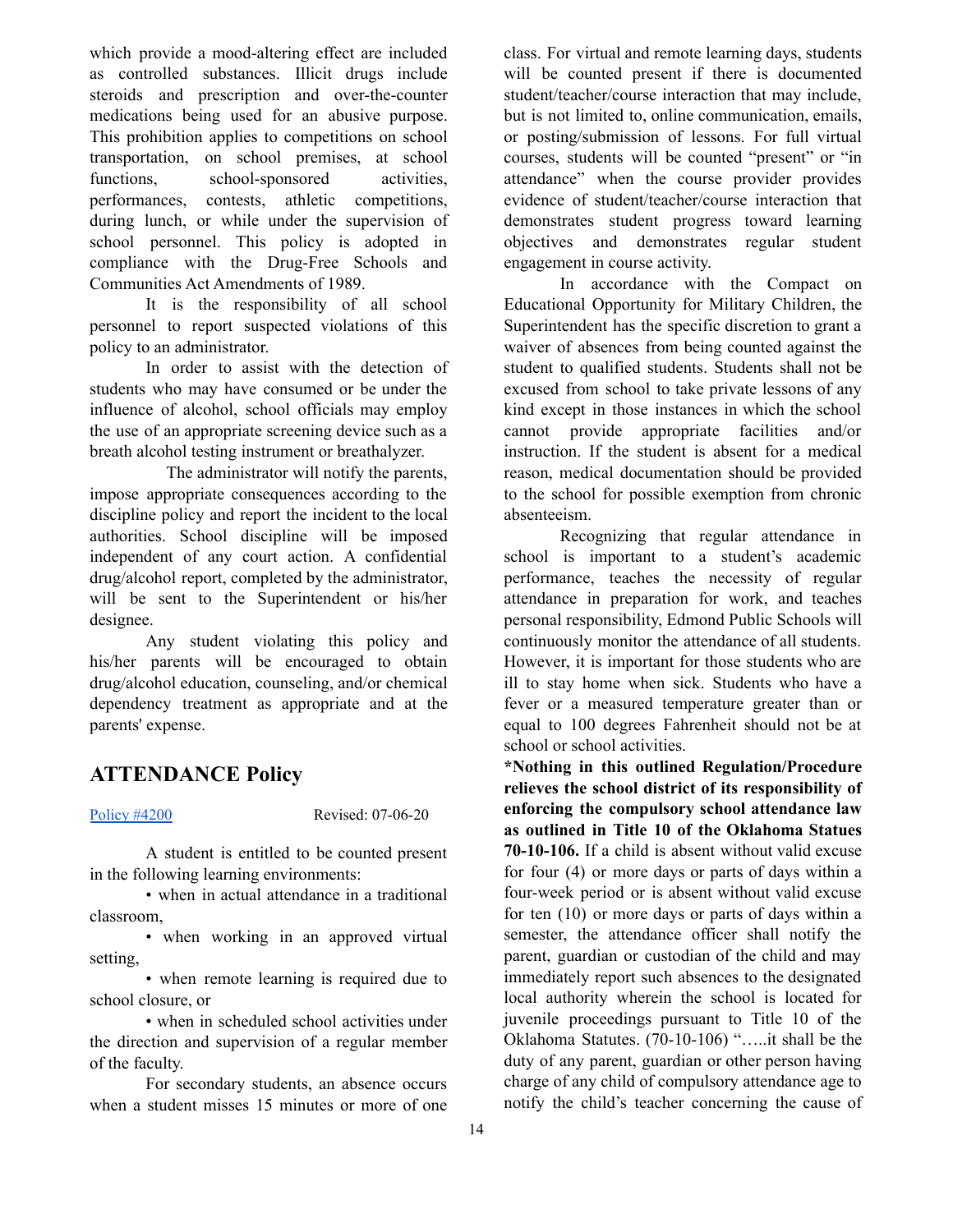which provide a mood-altering effect are included as controlled substances. Illicit drugs include steroids and prescription and over-the-counter medications being used for an abusive purpose. This prohibition applies to competitions on school transportation, on school premises, at school functions, school-sponsored activities, performances, contests, athletic competitions, during lunch, or while under the supervision of school personnel. This policy is adopted in compliance with the Drug-Free Schools and Communities Act Amendments of 1989.

It is the responsibility of all school personnel to report suspected violations of this policy to an administrator.

In order to assist with the detection of students who may have consumed or be under the influence of alcohol, school officials may employ the use of an appropriate screening device such as a breath alcohol testing instrument or breathalyzer.

The administrator will notify the parents, impose appropriate consequences according to the discipline policy and report the incident to the local authorities. School discipline will be imposed independent of any court action. A confidential drug/alcohol report, completed by the administrator, will be sent to the Superintendent or his/her designee.

Any student violating this policy and his/her parents will be encouraged to obtain drug/alcohol education, counseling, and/or chemical dependency treatment as appropriate and at the parents' expense.

## ATTENDANCE Policy

Policy #4200 Revised: 07-06-20

A student is entitled to be counted present in the following learning environments:

- when in actual attendance in a traditional classroom,
- when working in an approved virtual setting,
- when remote learning is required due to school closure, or
- when in scheduled school activities under the direction and supervision of a regular member of the faculty.

For secondary students, an absence occurs when a student misses 15 minutes or more of one class. For virtual and remote learning days, students will be counted present if there is documented student/teacher/course interaction that may include, but is not limited to, online communication, emails, or posting/submission of lessons. For full virtual courses, students will be counted "present" or "in attendance" when the course provider provides evidence of student/teacher/course interaction that demonstrates student progress toward learning objectives and demonstrates regular student engagement in course activity.

In accordance with the Compact on Educational Opportunity for Military Children, the Superintendent has the specific discretion to grant a waiver of absences from being counted against the student to qualified students. Students shall not be excused from school to take private lessons of any kind except in those instances in which the school cannot provide appropriate facilities and/or instruction. If the student is absent for a medical reason, medical documentation should be provided to the school for possible exemption from chronic absenteeism.

Recognizing that regular attendance in school is important to a student's academic performance, teaches the necessity of regular attendance in preparation for work, and teaches personal responsibility, Edmond Public Schools will continuously monitor the attendance of all students. However, it is important for those students who are ill to stay home when sick. Students who have a fever or a measured temperature greater than or equal to 100 degrees Fahrenheit should not be at school or school activities.

**\*Nothing in this outlined Regulation/Procedure relieves the school district of its responsibility of enforcing the compulsory school attendance law as outlined in Title 10 of the Oklahoma Statues 70-10-106.** If a child is absent without valid excuse for four (4) or more days or parts of days within a four-week period or is absent without valid excuse for ten (10) or more days or parts of days within a semester, the attendance officer shall notify the parent, guardian or custodian of the child and may immediately report such absences to the designated local authority wherein the school is located for juvenile proceedings pursuant to Title 10 of the Oklahoma Statutes. (70-10-106) "…..it shall be the duty of any parent, guardian or other person having charge of any child of compulsory attendance age to notify the child's teacher concerning the cause of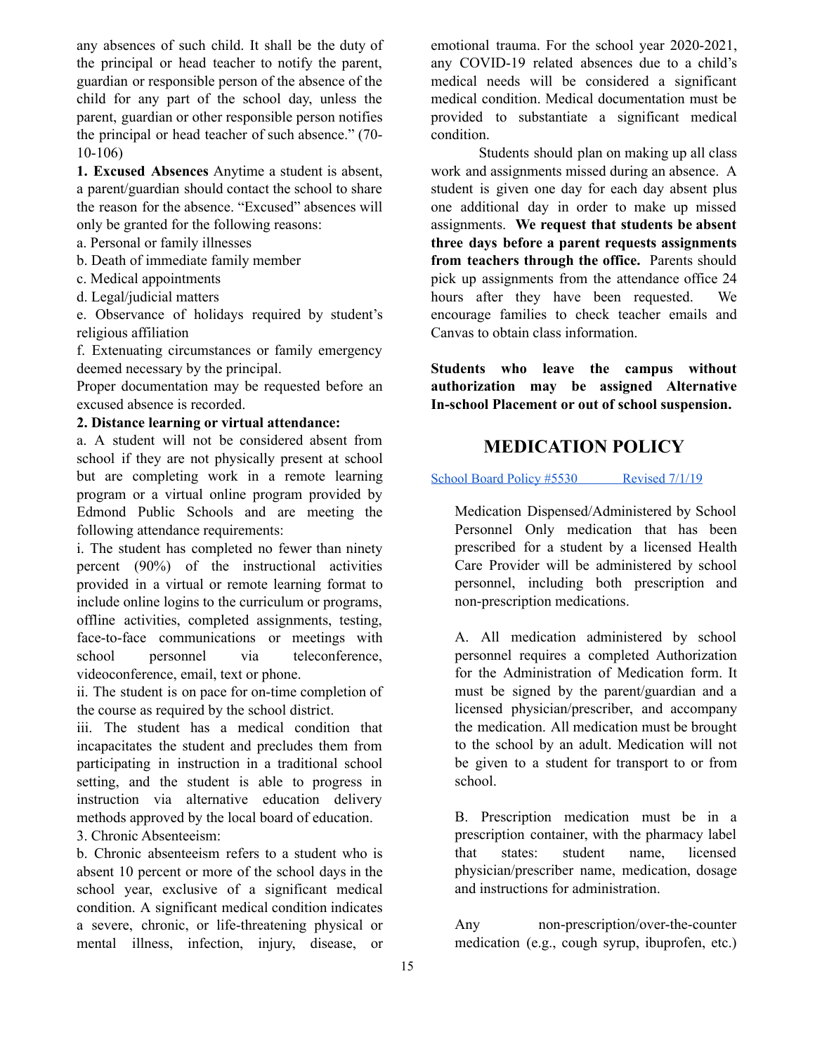any absences of such child. It shall be the duty of the principal or head teacher to notify the parent, guardian or responsible person of the absence of the child for any part of the school day, unless the parent, guardian or other responsible person notifies the principal or head teacher of such absence." (70-10-106)

**1. Excused Absences** Anytime a student is absent, a parent/guardian should contact the school to share the reason for the absence. "Excused" absences will only be granted for the following reasons:

a. Personal or family illnesses
b. Death of immediate family member
c. Medical appointments
d. Legal/judicial matters
e. Observance of holidays required by student's religious affiliation
f. Extenuating circumstances or family emergency deemed necessary by the principal.

Proper documentation may be requested before an excused absence is recorded.

**2. Distance learning or virtual attendance:**

a. A student will not be considered absent from school if they are not physically present at school but are completing work in a remote learning program or a virtual online program provided by Edmond Public Schools and are meeting the following attendance requirements:

i. The student has completed no fewer than ninety percent (90%) of the instructional activities provided in a virtual or remote learning format to include online logins to the curriculum or programs, offline activities, completed assignments, testing, face-to-face communications or meetings with school personnel via teleconference, videoconference, email, text or phone.

ii. The student is on pace for on-time completion of the course as required by the school district.

iii. The student has a medical condition that incapacitates the student and precludes them from participating in instruction in a traditional school setting, and the student is able to progress in instruction via alternative education delivery methods approved by the local board of education.

3. Chronic Absenteeism:

b. Chronic absenteeism refers to a student who is absent 10 percent or more of the school days in the school year, exclusive of a significant medical condition. A significant medical condition indicates a severe, chronic, or life-threatening physical or mental illness, infection, injury, disease, or emotional trauma. For the school year 2020-2021, any COVID-19 related absences due to a child's medical needs will be considered a significant medical condition. Medical documentation must be provided to substantiate a significant medical condition.

Students should plan on making up all class work and assignments missed during an absence. A student is given one day for each day absent plus one additional day in order to make up missed assignments. **We request that students be absent three days before a parent requests assignments from teachers through the office.** Parents should pick up assignments from the attendance office 24 hours after they have been requested. We encourage families to check teacher emails and Canvas to obtain class information.

**Students who leave the campus without authorization may be assigned Alternative In-school Placement or out of school suspension.**

## MEDICATION POLICY

School Board Policy #5530 Revised 7/1/19

Medication Dispensed/Administered by School Personnel Only medication that has been prescribed for a student by a licensed Health Care Provider will be administered by school personnel, including both prescription and non-prescription medications.

A. All medication administered by school personnel requires a completed Authorization for the Administration of Medication form. It must be signed by the parent/guardian and a licensed physician/prescriber, and accompany the medication. All medication must be brought to the school by an adult. Medication will not be given to a student for transport to or from school.

B. Prescription medication must be in a prescription container, with the pharmacy label that states: student name, licensed physician/prescriber name, medication, dosage and instructions for administration.

Any non-prescription/over-the-counter medication (e.g., cough syrup, ibuprofen, etc.)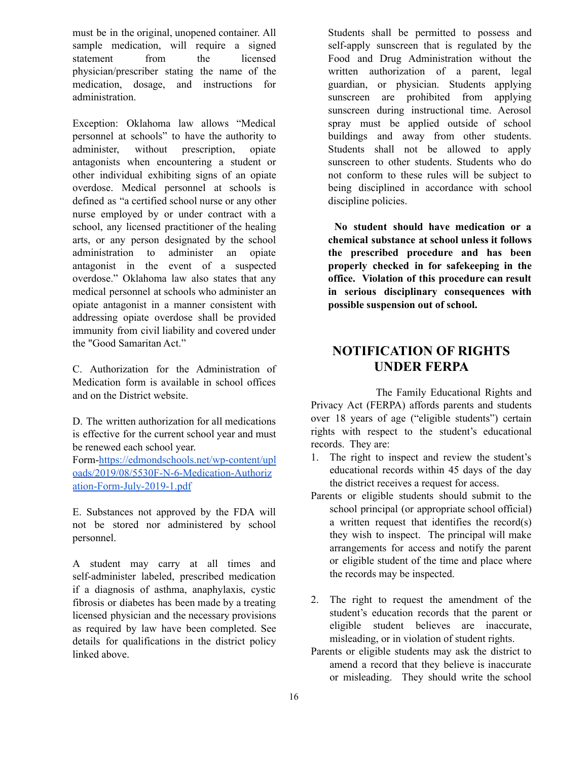must be in the original, unopened container. All sample medication, will require a signed statement from the licensed physician/prescriber stating the name of the medication, dosage, and instructions for administration.

Exception: Oklahoma law allows "Medical personnel at schools" to have the authority to administer, without prescription, opiate antagonists when encountering a student or other individual exhibiting signs of an opiate overdose. Medical personnel at schools is defined as "a certified school nurse or any other nurse employed by or under contract with a school, any licensed practitioner of the healing arts, or any person designated by the school administration to administer an opiate antagonist in the event of a suspected overdose." Oklahoma law also states that any medical personnel at schools who administer an opiate antagonist in a manner consistent with addressing opiate overdose shall be provided immunity from civil liability and covered under the "Good Samaritan Act."

C. Authorization for the Administration of Medication form is available in school offices and on the District website.

D. The written authorization for all medications is effective for the current school year and must be renewed each school year.
Form-[https://edmondschools.net/wp-content/uploads/2019/08/5530F-N-6-Medication-Authorization-Form-July-2019-1.pdf](https://edmondschools.net/wp-content/uploads/2019/08/5530F-N-6-Medication-Authorization-Form-July-2019-1.pdf)

E. Substances not approved by the FDA will not be stored nor administered by school personnel.

A student may carry at all times and self-administer labeled, prescribed medication if a diagnosis of asthma, anaphylaxis, cystic fibrosis or diabetes has been made by a treating licensed physician and the necessary provisions as required by law have been completed. See details for qualifications in the district policy linked above.

Students shall be permitted to possess and self-apply sunscreen that is regulated by the Food and Drug Administration without the written authorization of a parent, legal guardian, or physician. Students applying sunscreen are prohibited from applying sunscreen during instructional time. Aerosol spray must be applied outside of school buildings and away from other students. Students shall not be allowed to apply sunscreen to other students. Students who do not conform to these rules will be subject to being disciplined in accordance with school discipline policies.

**No student should have medication or a chemical substance at school unless it follows the prescribed procedure and has been properly checked in for safekeeping in the office. Violation of this procedure can result in serious disciplinary consequences with possible suspension out of school.**

## NOTIFICATION OF RIGHTS UNDER FERPA

The Family Educational Rights and Privacy Act (FERPA) affords parents and students over 18 years of age ("eligible students") certain rights with respect to the student's educational records. They are:

1. The right to inspect and review the student's educational records within 45 days of the day the district receives a request for access.

Parents or eligible students should submit to the school principal (or appropriate school official) a written request that identifies the record(s) they wish to inspect. The principal will make arrangements for access and notify the parent or eligible student of the time and place where the records may be inspected.

2. The right to request the amendment of the student's education records that the parent or eligible student believes are inaccurate, misleading, or in violation of student rights.

Parents or eligible students may ask the district to amend a record that they believe is inaccurate or misleading. They should write the school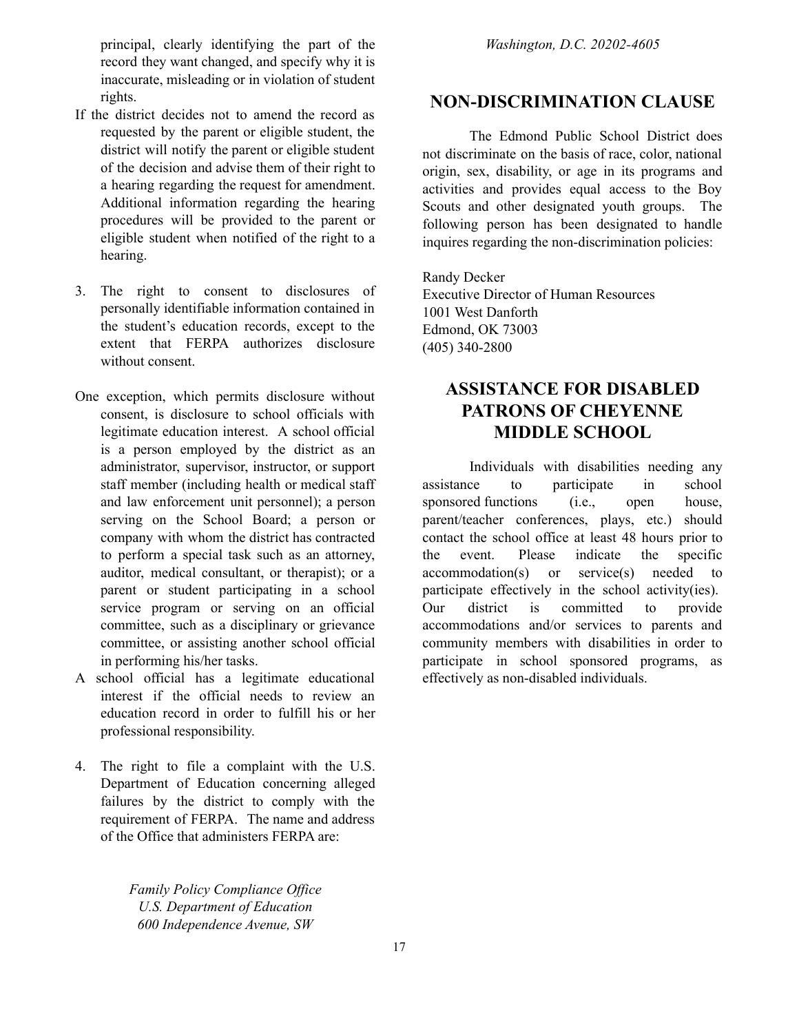principal, clearly identifying the part of the record they want changed, and specify why it is inaccurate, misleading or in violation of student rights.

If the district decides not to amend the record as requested by the parent or eligible student, the district will notify the parent or eligible student of the decision and advise them of their right to a hearing regarding the request for amendment. Additional information regarding the hearing procedures will be provided to the parent or eligible student when notified of the right to a hearing.

3. The right to consent to disclosures of personally identifiable information contained in the student's education records, except to the extent that FERPA authorizes disclosure without consent.

One exception, which permits disclosure without consent, is disclosure to school officials with legitimate education interest. A school official is a person employed by the district as an administrator, supervisor, instructor, or support staff member (including health or medical staff and law enforcement unit personnel); a person serving on the School Board; a person or company with whom the district has contracted to perform a special task such as an attorney, auditor, medical consultant, or therapist); or a parent or student participating in a school service program or serving on an official committee, such as a disciplinary or grievance committee, or assisting another school official in performing his/her tasks.

A school official has a legitimate educational interest if the official needs to review an education record in order to fulfill his or her professional responsibility.

4. The right to file a complaint with the U.S. Department of Education concerning alleged failures by the district to comply with the requirement of FERPA. The name and address of the Office that administers FERPA are:

*Family Policy Compliance Office*
*U.S. Department of Education*
*600 Independence Avenue, SW*
*Washington, D.C. 20202-4605*

## NON-DISCRIMINATION CLAUSE

The Edmond Public School District does not discriminate on the basis of race, color, national origin, sex, disability, or age in its programs and activities and provides equal access to the Boy Scouts and other designated youth groups. The following person has been designated to handle inquires regarding the non-discrimination policies:

Randy Decker
Executive Director of Human Resources
1001 West Danforth
Edmond, OK 73003
(405) 340-2800

## ASSISTANCE FOR DISABLED PATRONS OF CHEYENNE MIDDLE SCHOOL

Individuals with disabilities needing any assistance to participate in school sponsored functions (i.e., open house, parent/teacher conferences, plays, etc.) should contact the school office at least 48 hours prior to the event. Please indicate the specific accommodation(s) or service(s) needed to participate effectively in the school activity(ies). Our district is committed to provide accommodations and/or services to parents and community members with disabilities in order to participate in school sponsored programs, as effectively as non-disabled individuals.